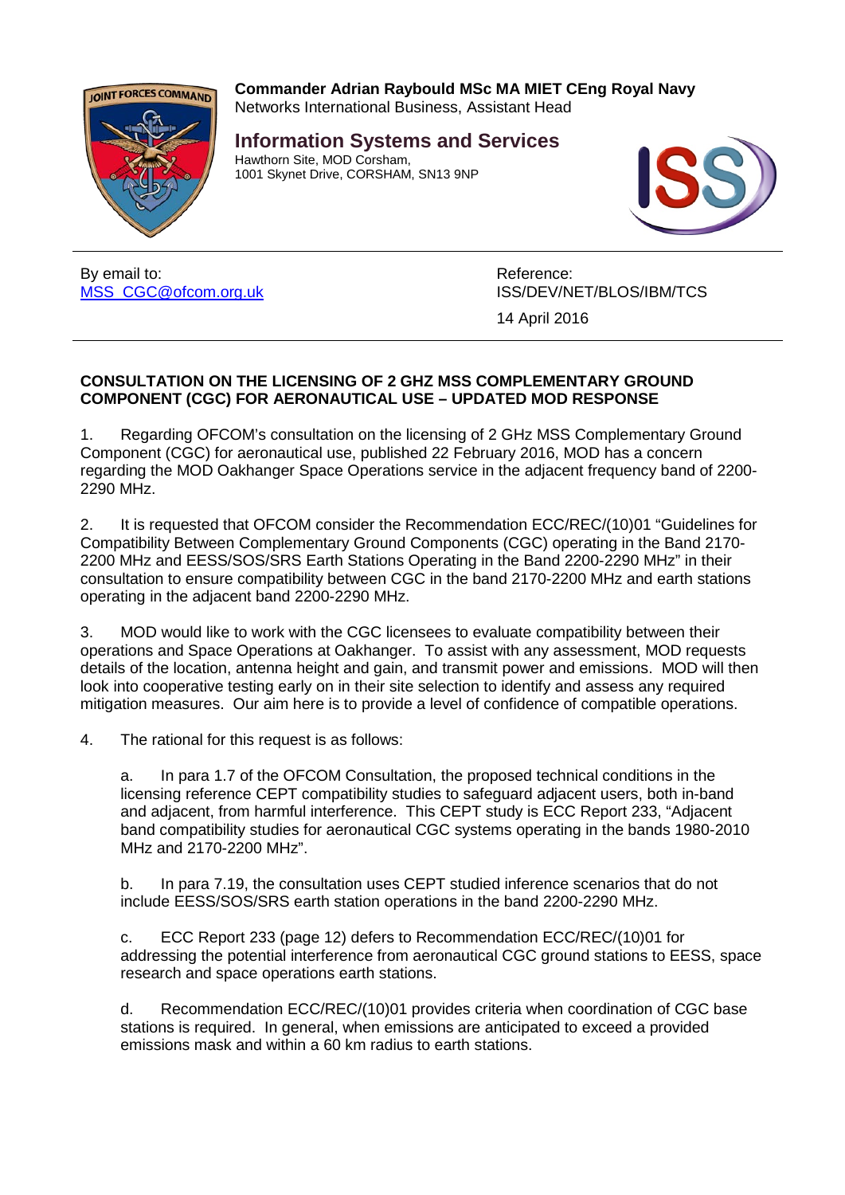**Commander Adrian Raybould MSc MA MIET CEng Royal Navy**
Networks International Business, Assistant Head

## Information Systems and Services

Hawthorn Site, MOD Corsham,
1001 Skynet Drive, CORSHAM, SN13 9NP

By email to:
[MSS_CGC@ofcom.org.uk](mailto:MSS_CGC@ofcom.org.uk)

Reference:
ISS/DEV/NET/BLOS/IBM/TCS

14 April 2016

**CONSULTATION ON THE LICENSING OF 2 GHZ MSS COMPLEMENTARY GROUND COMPONENT (CGC) FOR AERONAUTICAL USE – UPDATED MOD RESPONSE**

1. Regarding OFCOM's consultation on the licensing of 2 GHz MSS Complementary Ground Component (CGC) for aeronautical use, published 22 February 2016, MOD has a concern regarding the MOD Oakhanger Space Operations service in the adjacent frequency band of 2200-2290 MHz.

2. It is requested that OFCOM consider the Recommendation ECC/REC/(10)01 "Guidelines for Compatibility Between Complementary Ground Components (CGC) operating in the Band 2170-2200 MHz and EESS/SOS/SRS Earth Stations Operating in the Band 2200-2290 MHz" in their consultation to ensure compatibility between CGC in the band 2170-2200 MHz and earth stations operating in the adjacent band 2200-2290 MHz.

3. MOD would like to work with the CGC licensees to evaluate compatibility between their operations and Space Operations at Oakhanger. To assist with any assessment, MOD requests details of the location, antenna height and gain, and transmit power and emissions. MOD will then look into cooperative testing early on in their site selection to identify and assess any required mitigation measures. Our aim here is to provide a level of confidence of compatible operations.

4. The rational for this request is as follows:

   a. In para 1.7 of the OFCOM Consultation, the proposed technical conditions in the licensing reference CEPT compatibility studies to safeguard adjacent users, both in-band and adjacent, from harmful interference. This CEPT study is ECC Report 233, "Adjacent band compatibility studies for aeronautical CGC systems operating in the bands 1980-2010 MHz and 2170-2200 MHz".

   b. In para 7.19, the consultation uses CEPT studied inference scenarios that do not include EESS/SOS/SRS earth station operations in the band 2200-2290 MHz.

   c. ECC Report 233 (page 12) defers to Recommendation ECC/REC/(10)01 for addressing the potential interference from aeronautical CGC ground stations to EESS, space research and space operations earth stations.

   d. Recommendation ECC/REC/(10)01 provides criteria when coordination of CGC base stations is required. In general, when emissions are anticipated to exceed a provided emissions mask and within a 60 km radius to earth stations.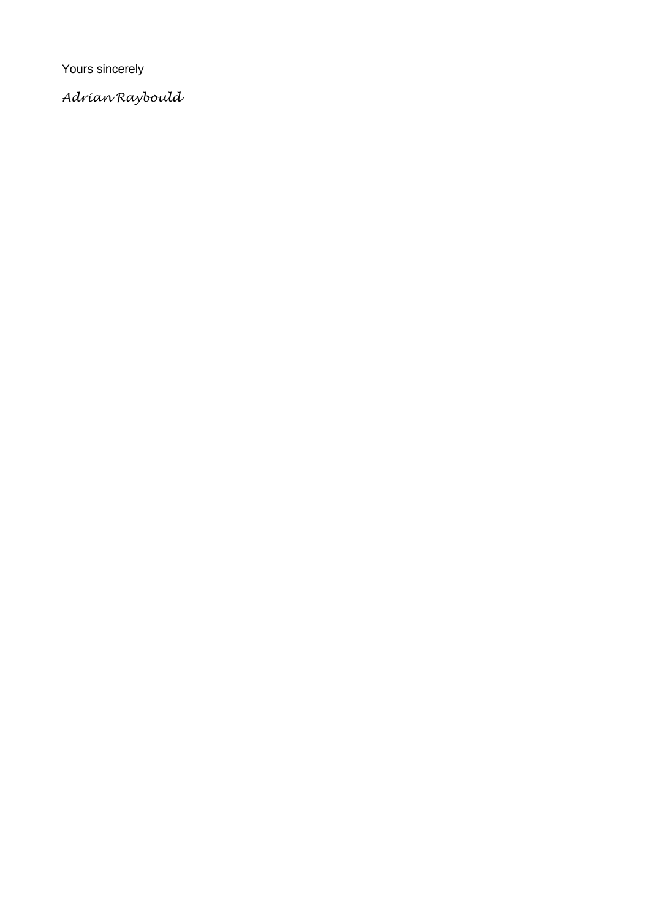Yours sincerely

*Adrian Raybould*